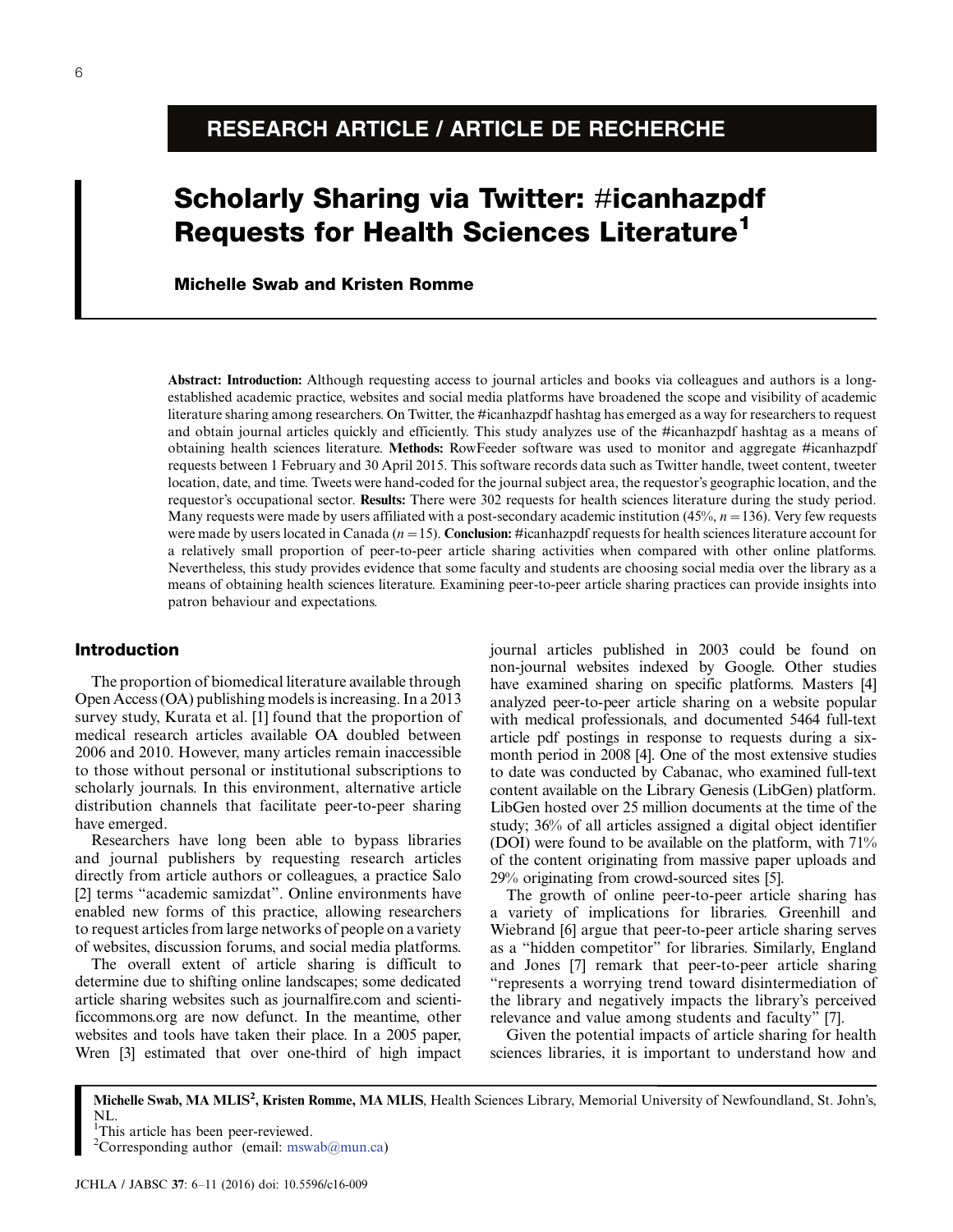RESEARCH ARTICLE / ARTICLE DE RECHERCHE

# Scholarly Sharing via Twitter: #icanhazpdf Requests for Health Sciences Literature[1]

**Michelle Swab and Kristen Romme**

**Abstract: Introduction:** Although requesting access to journal articles and books via colleagues and authors is a long-established academic practice, websites and social media platforms have broadened the scope and visibility of academic literature sharing among researchers. On Twitter, the #icanhazpdf hashtag has emerged as a way for researchers to request and obtain journal articles quickly and efficiently. This study analyzes use of the #icanhazpdf hashtag as a means of obtaining health sciences literature. **Methods:** RowFeeder software was used to monitor and aggregate #icanhazpdf requests between 1 February and 30 April 2015. This software records data such as Twitter handle, tweet content, tweeter location, date, and time. Tweets were hand-coded for the journal subject area, the requestor's geographic location, and the requestor's occupational sector. **Results:** There were 302 requests for health sciences literature during the study period. Many requests were made by users affiliated with a post-secondary academic institution (45%, $n = 136$). Very few requests were made by users located in Canada ($n = 15$). **Conclusion:** #icanhazpdf requests for health sciences literature account for a relatively small proportion of peer-to-peer article sharing activities when compared with other online platforms. Nevertheless, this study provides evidence that some faculty and students are choosing social media over the library as a means of obtaining health sciences literature. Examining peer-to-peer article sharing practices can provide insights into patron behaviour and expectations.

## Introduction

The proportion of biomedical literature available through Open Access (OA) publishing models is increasing. In a 2013 survey study, Kurata et al. [1] found that the proportion of medical research articles available OA doubled between 2006 and 2010. However, many articles remain inaccessible to those without personal or institutional subscriptions to scholarly journals. In this environment, alternative article distribution channels that facilitate peer-to-peer sharing have emerged.

Researchers have long been able to bypass libraries and journal publishers by requesting research articles directly from article authors or colleagues, a practice Salo [2] terms "academic samizdat". Online environments have enabled new forms of this practice, allowing researchers to request articles from large networks of people on a variety of websites, discussion forums, and social media platforms.

The overall extent of article sharing is difficult to determine due to shifting online landscapes; some dedicated article sharing websites such as journalfire.com and scientificcommons.org are now defunct. In the meantime, other websites and tools have taken their place. In a 2005 paper, Wren [3] estimated that over one-third of high impact journal articles published in 2003 could be found on non-journal websites indexed by Google. Other studies have examined sharing on specific platforms. Masters [4] analyzed peer-to-peer article sharing on a website popular with medical professionals, and documented 5464 full-text article pdf postings in response to requests during a six-month period in 2008 [4]. One of the most extensive studies to date was conducted by Cabanac, who examined full-text content available on the Library Genesis (LibGen) platform. LibGen hosted over 25 million documents at the time of the study; 36% of all articles assigned a digital object identifier (DOI) were found to be available on the platform, with 71% of the content originating from massive paper uploads and 29% originating from crowd-sourced sites [5].

The growth of online peer-to-peer article sharing has a variety of implications for libraries. Greenhill and Wiebrand [6] argue that peer-to-peer article sharing serves as a "hidden competitor" for libraries. Similarly, England and Jones [7] remark that peer-to-peer article sharing "represents a worrying trend toward disintermediation of the library and negatively impacts the library's perceived relevance and value among students and faculty" [7].

Given the potential impacts of article sharing for health sciences libraries, it is important to understand how and

**Michelle Swab, MA MLIS[2], Kristen Romme, MA MLIS**, Health Sciences Library, Memorial University of Newfoundland, St. John's, NL.

[1]This article has been peer-reviewed.

[2]Corresponding author (email: mswab@mun.ca)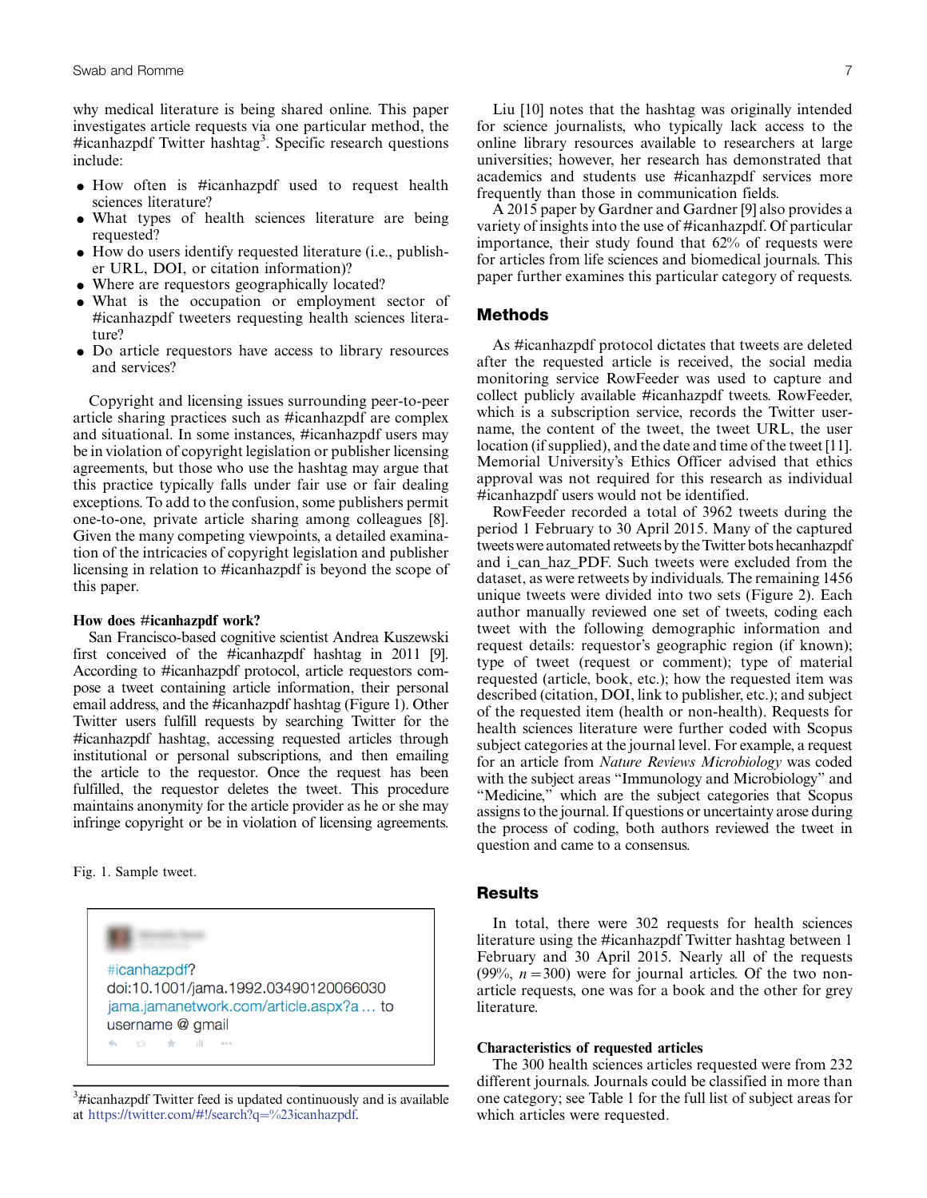why medical literature is being shared online. This paper investigates article requests via one particular method, the #icanhazpdf Twitter hashtag[3]. Specific research questions include:

- How often is #icanhazpdf used to request health sciences literature?
- What types of health sciences literature are being requested?
- How do users identify requested literature (i.e., publisher URL, DOI, or citation information)?
- Where are requestors geographically located?
- What is the occupation or employment sector of #icanhazpdf tweeters requesting health sciences literature?
- Do article requestors have access to library resources and services?

Copyright and licensing issues surrounding peer-to-peer article sharing practices such as #icanhazpdf are complex and situational. In some instances, #icanhazpdf users may be in violation of copyright legislation or publisher licensing agreements, but those who use the hashtag may argue that this practice typically falls under fair use or fair dealing exceptions. To add to the confusion, some publishers permit one-to-one, private article sharing among colleagues [8]. Given the many competing viewpoints, a detailed examination of the intricacies of copyright legislation and publisher licensing in relation to #icanhazpdf is beyond the scope of this paper.

### How does #icanhazpdf work?

San Francisco-based cognitive scientist Andrea Kuszewski first conceived of the #icanhazpdf hashtag in 2011 [9]. According to #icanhazpdf protocol, article requestors compose a tweet containing article information, their personal email address, and the #icanhazpdf hashtag (Figure 1). Other Twitter users fulfill requests by searching Twitter for the #icanhazpdf hashtag, accessing requested articles through institutional or personal subscriptions, and then emailing the article to the requestor. Once the request has been fulfilled, the requestor deletes the tweet. This procedure maintains anonymity for the article provider as he or she may infringe copyright or be in violation of licensing agreements.

Fig. 1. Sample tweet.

#icanhazpdf?
doi:10.1001/jama.1992.03490120066030
jama.jamanetwork.com/article.aspx?a… to
username @ gmail

[3]#icanhazpdf Twitter feed is updated continuously and is available at https://twitter.com/#!/search?q=%23icanhazpdf.

Liu [10] notes that the hashtag was originally intended for science journalists, who typically lack access to the online library resources available to researchers at large universities; however, her research has demonstrated that academics and students use #icanhazpdf services more frequently than those in communication fields.

A 2015 paper by Gardner and Gardner [9] also provides a variety of insights into the use of #icanhazpdf. Of particular importance, their study found that 62% of requests were for articles from life sciences and biomedical journals. This paper further examines this particular category of requests.

## Methods

As #icanhazpdf protocol dictates that tweets are deleted after the requested article is received, the social media monitoring service RowFeeder was used to capture and collect publicly available #icanhazpdf tweets. RowFeeder, which is a subscription service, records the Twitter username, the content of the tweet, the tweet URL, the user location (if supplied), and the date and time of the tweet [11]. Memorial University's Ethics Officer advised that ethics approval was not required for this research as individual #icanhazpdf users would not be identified.

RowFeeder recorded a total of 3962 tweets during the period 1 February to 30 April 2015. Many of the captured tweets were automated retweets by the Twitter bots hecanhazpdf and i_can_haz_PDF. Such tweets were excluded from the dataset, as were retweets by individuals. The remaining 1456 unique tweets were divided into two sets (Figure 2). Each author manually reviewed one set of tweets, coding each tweet with the following demographic information and request details: requestor's geographic region (if known); type of tweet (request or comment); type of material requested (article, book, etc.); how the requested item was described (citation, DOI, link to publisher, etc.); and subject of the requested item (health or non-health). Requests for health sciences literature were further coded with Scopus subject categories at the journal level. For example, a request for an article from *Nature Reviews Microbiology* was coded with the subject areas "Immunology and Microbiology" and "Medicine," which are the subject categories that Scopus assigns to the journal. If questions or uncertainty arose during the process of coding, both authors reviewed the tweet in question and came to a consensus.

## Results

In total, there were 302 requests for health sciences literature using the #icanhazpdf Twitter hashtag between 1 February and 30 April 2015. Nearly all of the requests (99%, $n = 300$) were for journal articles. Of the two non-article requests, one was for a book and the other for grey literature.

### Characteristics of requested articles

The 300 health sciences articles requested were from 232 different journals. Journals could be classified in more than one category; see Table 1 for the full list of subject areas for which articles were requested.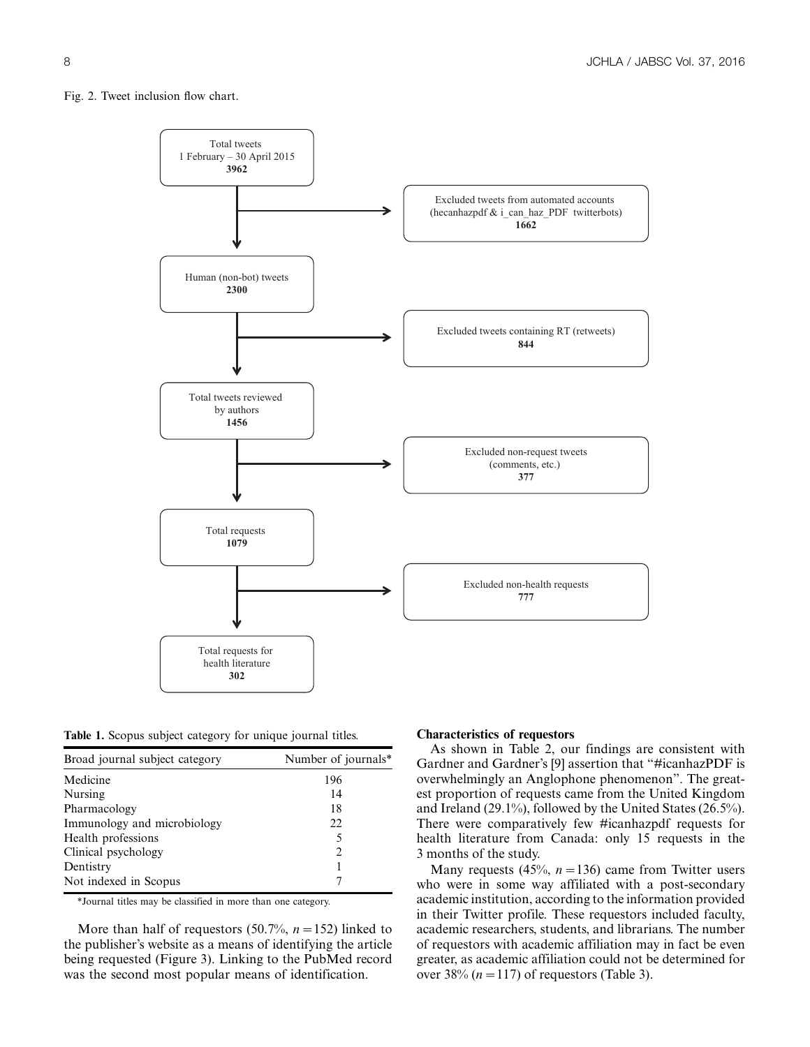Fig. 2. Tweet inclusion flow chart.

Total tweets
1 February – 30 April 2015
**3962**

Excluded tweets from automated accounts
(hecanhazpdf & i_can_haz_PDF twitterbots)
**1662**

Human (non-bot) tweets
**2300**

Excluded tweets containing RT (retweets)
**844**

Total tweets reviewed
by authors
**1456**

Excluded non-request tweets
(comments, etc.)
**377**

Total requests
**1079**

Excluded non-health requests
**777**

Total requests for
health literature
**302**

**Table 1.** Scopus subject category for unique journal titles.

| Broad journal subject category | Number of journals* |
|---|---|
| Medicine | 196 |
| Nursing | 14 |
| Pharmacology | 18 |
| Immunology and microbiology | 22 |
| Health professions | 5 |
| Clinical psychology | 2 |
| Dentistry | 1 |
| Not indexed in Scopus | 7 |

*Journal titles may be classified in more than one category.

More than half of requestors (50.7%, $n = 152$) linked to the publisher's website as a means of identifying the article being requested (Figure 3). Linking to the PubMed record was the second most popular means of identification.

### Characteristics of requestors

As shown in Table 2, our findings are consistent with Gardner and Gardner's [9] assertion that "#icanhazPDF is overwhelmingly an Anglophone phenomenon". The greatest proportion of requests came from the United Kingdom and Ireland (29.1%), followed by the United States (26.5%). There were comparatively few #icanhazpdf requests for health literature from Canada: only 15 requests in the 3 months of the study.

Many requests (45%, $n = 136$) came from Twitter users who were in some way affiliated with a post-secondary academic institution, according to the information provided in their Twitter profile. These requestors included faculty, academic researchers, students, and librarians. The number of requestors with academic affiliation may in fact be even greater, as academic affiliation could not be determined for over 38% ($n = 117$) of requestors (Table 3).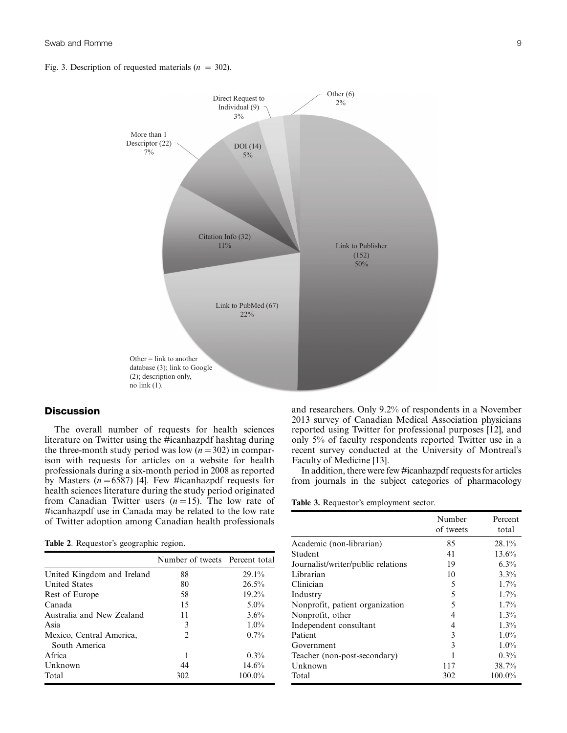Fig. 3. Description of requested materials ($n = 302$).

Other = link to another database (3); link to Google (2); description only, no link (1).

## Discussion

The overall number of requests for health sciences literature on Twitter using the #icanhazpdf hashtag during the three-month study period was low ($n = 302$) in comparison with requests for articles on a website for health professionals during a six-month period in 2008 as reported by Masters ($n = 6587$) [4]. Few #icanhazpdf requests for health sciences literature during the study period originated from Canadian Twitter users ($n = 15$). The low rate of #icanhazpdf use in Canada may be related to the low rate of Twitter adoption among Canadian health professionals and researchers. Only 9.2% of respondents in a November 2013 survey of Canadian Medical Association physicians reported using Twitter for professional purposes [12], and only 5% of faculty respondents reported Twitter use in a recent survey conducted at the University of Montreal's Faculty of Medicine [13].

In addition, there were few #icanhazpdf requests for articles from journals in the subject categories of pharmacology

**Table 2**. Requestor's geographic region.

| | Number of tweets | Percent total |
|---|---|---|
| United Kingdom and Ireland | 88 | 29.1% |
| United States | 80 | 26.5% |
| Rest of Europe | 58 | 19.2% |
| Canada | 15 | 5.0% |
| Australia and New Zealand | 11 | 3.6% |
| Asia | 3 | 1.0% |
| Mexico, Central America, South America | 2 | 0.7% |
| Africa | 1 | 0.3% |
| Unknown | 44 | 14.6% |
| Total | 302 | 100.0% |

**Table 3.** Requestor's employment sector.

| | Number of tweets | Percent total |
|---|---|---|
| Academic (non-librarian) | 85 | 28.1% |
| Student | 41 | 13.6% |
| Journalist/writer/public relations | 19 | 6.3% |
| Librarian | 10 | 3.3% |
| Clinician | 5 | 1.7% |
| Industry | 5 | 1.7% |
| Nonprofit, patient organization | 5 | 1.7% |
| Nonprofit, other | 4 | 1.3% |
| Independent consultant | 4 | 1.3% |
| Patient | 3 | 1.0% |
| Government | 3 | 1.0% |
| Teacher (non-post-secondary) | 1 | 0.3% |
| Unknown | 117 | 38.7% |
| Total | 302 | 100.0% |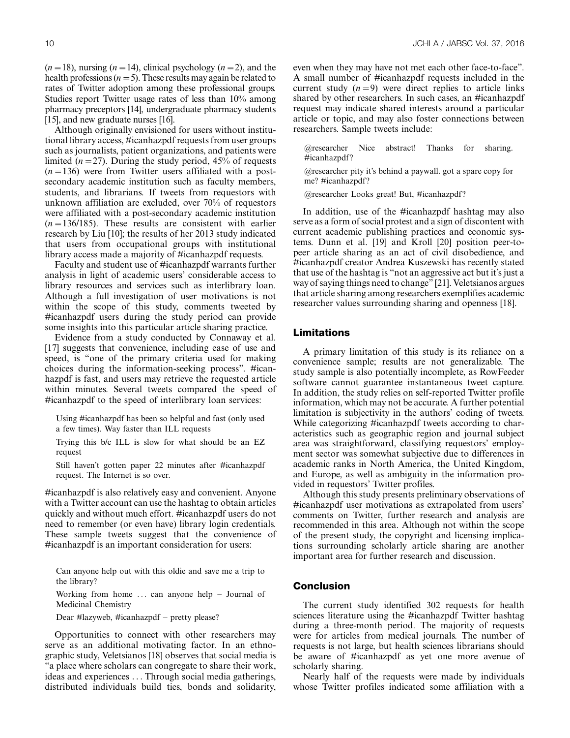($n = 18$), nursing ($n = 14$), clinical psychology ($n = 2$), and the health professions ($n = 5$). These results may again be related to rates of Twitter adoption among these professional groups. Studies report Twitter usage rates of less than 10% among pharmacy preceptors [14], undergraduate pharmacy students [15], and new graduate nurses [16].

Although originally envisioned for users without institutional library access, #icanhazpdf requests from user groups such as journalists, patient organizations, and patients were limited ($n = 27$). During the study period, 45% of requests ($n = 136$) were from Twitter users affiliated with a post-secondary academic institution such as faculty members, students, and librarians. If tweets from requestors with unknown affiliation are excluded, over 70% of requestors were affiliated with a post-secondary academic institution ($n = 136/185$). These results are consistent with earlier research by Liu [10]; the results of her 2013 study indicated that users from occupational groups with institutional library access made a majority of #icanhazpdf requests.

Faculty and student use of #icanhazpdf warrants further analysis in light of academic users' considerable access to library resources and services such as interlibrary loan. Although a full investigation of user motivations is not within the scope of this study, comments tweeted by #icanhazpdf users during the study period can provide some insights into this particular article sharing practice.

Evidence from a study conducted by Connaway et al. [17] suggests that convenience, including ease of use and speed, is "one of the primary criteria used for making choices during the information-seeking process". #icanhazpdf is fast, and users may retrieve the requested article within minutes. Several tweets compared the speed of #icanhazpdf to the speed of interlibrary loan services:

> Using #icanhazpdf has been so helpful and fast (only used a few times). Way faster than ILL requests
>
> Trying this b/c ILL is slow for what should be an EZ request
>
> Still haven't gotten paper 22 minutes after #icanhazpdf request. The Internet is so over.

#icanhazpdf is also relatively easy and convenient. Anyone with a Twitter account can use the hashtag to obtain articles quickly and without much effort. #icanhazpdf users do not need to remember (or even have) library login credentials. These sample tweets suggest that the convenience of #icanhazpdf is an important consideration for users:

> Can anyone help out with this oldie and save me a trip to the library?
>
> Working from home ... can anyone help – Journal of Medicinal Chemistry
>
> Dear #lazyweb, #icanhazpdf – pretty please?

Opportunities to connect with other researchers may serve as an additional motivating factor. In an ethnographic study, Veletsianos [18] observes that social media is "a place where scholars can congregate to share their work, ideas and experiences ... Through social media gatherings, distributed individuals build ties, bonds and solidarity, even when they may have not met each other face-to-face". A small number of #icanhazpdf requests included in the current study ($n = 9$) were direct replies to article links shared by other researchers. In such cases, an #icanhazpdf request may indicate shared interests around a particular article or topic, and may also foster connections between researchers. Sample tweets include:

> @researcher Nice abstract! Thanks for sharing. #icanhazpdf?
>
> @researcher pity it's behind a paywall. got a spare copy for me? #icanhazpdf?
>
> @researcher Looks great! But, #icanhazpdf?

In addition, use of the #icanhazpdf hashtag may also serve as a form of social protest and a sign of discontent with current academic publishing practices and economic systems. Dunn et al. [19] and Kroll [20] position peer-to-peer article sharing as an act of civil disobedience, and #icanhazpdf creator Andrea Kuszewski has recently stated that use of the hashtag is "not an aggressive act but it's just a way of saying things need to change" [21]. Veletsianos argues that article sharing among researchers exemplifies academic researcher values surrounding sharing and openness [18].

## Limitations

A primary limitation of this study is its reliance on a convenience sample; results are not generalizable. The study sample is also potentially incomplete, as RowFeeder software cannot guarantee instantaneous tweet capture. In addition, the study relies on self-reported Twitter profile information, which may not be accurate. A further potential limitation is subjectivity in the authors' coding of tweets. While categorizing #icanhazpdf tweets according to characteristics such as geographic region and journal subject area was straightforward, classifying requestors' employment sector was somewhat subjective due to differences in academic ranks in North America, the United Kingdom, and Europe, as well as ambiguity in the information provided in requestors' Twitter profiles.

Although this study presents preliminary observations of #icanhazpdf user motivations as extrapolated from users' comments on Twitter, further research and analysis are recommended in this area. Although not within the scope of the present study, the copyright and licensing implications surrounding scholarly article sharing are another important area for further research and discussion.

## Conclusion

The current study identified 302 requests for health sciences literature using the #icanhazpdf Twitter hashtag during a three-month period. The majority of requests were for articles from medical journals. The number of requests is not large, but health sciences librarians should be aware of #icanhazpdf as yet one more avenue of scholarly sharing.

Nearly half of the requests were made by individuals whose Twitter profiles indicated some affiliation with a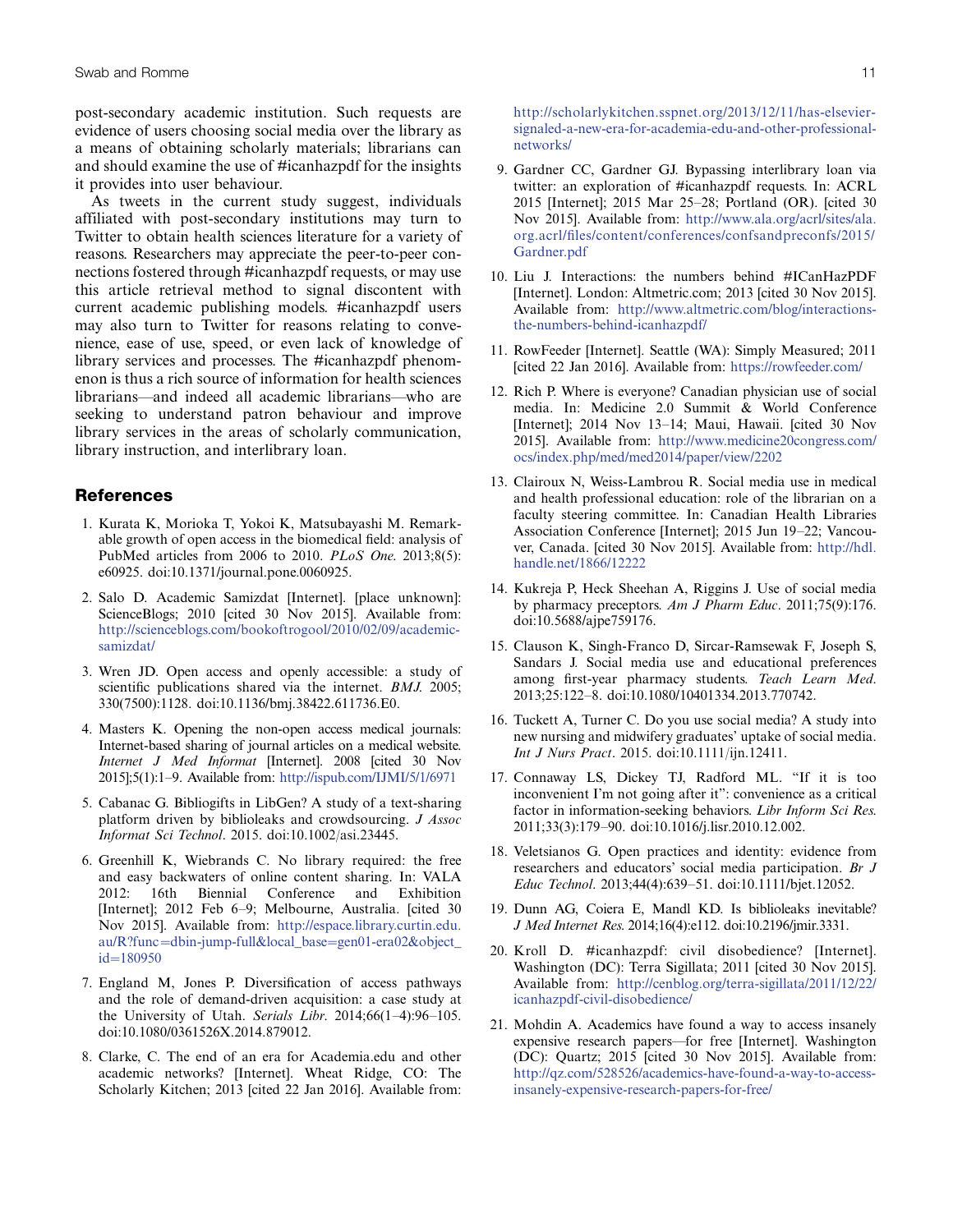post-secondary academic institution. Such requests are evidence of users choosing social media over the library as a means of obtaining scholarly materials; librarians can and should examine the use of #icanhazpdf for the insights it provides into user behaviour.

As tweets in the current study suggest, individuals affiliated with post-secondary institutions may turn to Twitter to obtain health sciences literature for a variety of reasons. Researchers may appreciate the peer-to-peer connections fostered through #icanhazpdf requests, or may use this article retrieval method to signal discontent with current academic publishing models. #icanhazpdf users may also turn to Twitter for reasons relating to convenience, ease of use, speed, or even lack of knowledge of library services and processes. The #icanhazpdf phenomenon is thus a rich source of information for health sciences librarians—and indeed all academic librarians—who are seeking to understand patron behaviour and improve library services in the areas of scholarly communication, library instruction, and interlibrary loan.

## References

1. Kurata K, Morioka T, Yokoi K, Matsubayashi M. Remarkable growth of open access in the biomedical field: analysis of PubMed articles from 2006 to 2010. *PLoS One*. 2013;8(5): e60925. doi:10.1371/journal.pone.0060925.
2. Salo D. Academic Samizdat [Internet]. [place unknown]: ScienceBlogs; 2010 [cited 30 Nov 2015]. Available from: http://scienceblogs.com/bookoftrogool/2010/02/09/academic-samizdat/
3. Wren JD. Open access and openly accessible: a study of scientific publications shared via the internet. *BMJ*. 2005; 330(7500):1128. doi:10.1136/bmj.38422.611736.E0.
4. Masters K. Opening the non-open access medical journals: Internet-based sharing of journal articles on a medical website. *Internet J Med Informat* [Internet]. 2008 [cited 30 Nov 2015];5(1):1–9. Available from: http://ispub.com/IJMI/5/1/6971
5. Cabanac G. Bibliogifts in LibGen? A study of a text-sharing platform driven by biblioleaks and crowdsourcing. *J Assoc Informat Sci Technol*. 2015. doi:10.1002/asi.23445.
6. Greenhill K, Wiebrands C. No library required: the free and easy backwaters of online content sharing. In: VALA 2012: 16th Biennial Conference and Exhibition [Internet]; 2012 Feb 6–9; Melbourne, Australia. [cited 30 Nov 2015]. Available from: http://espace.library.curtin.edu.au/R?func=dbin-jump-full&local_base=gen01-era02&object_id=180950
7. England M, Jones P. Diversification of access pathways and the role of demand-driven acquisition: a case study at the University of Utah. *Serials Libr*. 2014;66(1–4):96–105. doi:10.1080/0361526X.2014.879012.
8. Clarke, C. The end of an era for Academia.edu and other academic networks? [Internet]. Wheat Ridge, CO: The Scholarly Kitchen; 2013 [cited 22 Jan 2016]. Available from: http://scholarlykitchen.sspnet.org/2013/12/11/has-elsevier-signaled-a-new-era-for-academia-edu-and-other-professional-networks/
9. Gardner CC, Gardner GJ. Bypassing interlibrary loan via twitter: an exploration of #icanhazpdf requests. In: ACRL 2015 [Internet]; 2015 Mar 25–28; Portland (OR). [cited 30 Nov 2015]. Available from: http://www.ala.org/acrl/sites/ala.org.acrl/files/content/conferences/confsandpreconfs/2015/Gardner.pdf
10. Liu J. Interactions: the numbers behind #ICanHazPDF [Internet]. London: Altmetric.com; 2013 [cited 30 Nov 2015]. Available from: http://www.altmetric.com/blog/interactions-the-numbers-behind-icanhazpdf/
11. RowFeeder [Internet]. Seattle (WA): Simply Measured; 2011 [cited 22 Jan 2016]. Available from: https://rowfeeder.com/
12. Rich P. Where is everyone? Canadian physician use of social media. In: Medicine 2.0 Summit & World Conference [Internet]; 2014 Nov 13–14; Maui, Hawaii. [cited 30 Nov 2015]. Available from: http://www.medicine20congress.com/ocs/index.php/med/med2014/paper/view/2202
13. Clairoux N, Weiss-Lambrou R. Social media use in medical and health professional education: role of the librarian on a faculty steering committee. In: Canadian Health Libraries Association Conference [Internet]; 2015 Jun 19–22; Vancouver, Canada. [cited 30 Nov 2015]. Available from: http://hdl.handle.net/1866/12222
14. Kukreja P, Heck Sheehan A, Riggins J. Use of social media by pharmacy preceptors. *Am J Pharm Educ*. 2011;75(9):176. doi:10.5688/ajpe759176.
15. Clauson K, Singh-Franco D, Sircar-Ramsewak F, Joseph S, Sandars J. Social media use and educational preferences among first-year pharmacy students. *Teach Learn Med*. 2013;25:122–8. doi:10.1080/10401334.2013.770742.
16. Tuckett A, Turner C. Do you use social media? A study into new nursing and midwifery graduates' uptake of social media. *Int J Nurs Pract*. 2015. doi:10.1111/ijn.12411.
17. Connaway LS, Dickey TJ, Radford ML. "If it is too inconvenient I'm not going after it": convenience as a critical factor in information-seeking behaviors. *Libr Inform Sci Res*. 2011;33(3):179–90. doi:10.1016/j.lisr.2010.12.002.
18. Veletsianos G. Open practices and identity: evidence from researchers and educators' social media participation. *Br J Educ Technol*. 2013;44(4):639–51. doi:10.1111/bjet.12052.
19. Dunn AG, Coiera E, Mandl KD. Is biblioleaks inevitable? *J Med Internet Res*. 2014;16(4):e112. doi:10.2196/jmir.3331.
20. Kroll D. #icanhazpdf: civil disobedience? [Internet]. Washington (DC): Terra Sigillata; 2011 [cited 30 Nov 2015]. Available from: http://cenblog.org/terra-sigillata/2011/12/22/icanhazpdf-civil-disobedience/
21. Mohdin A. Academics have found a way to access insanely expensive research papers—for free [Internet]. Washington (DC): Quartz; 2015 [cited 30 Nov 2015]. Available from: http://qz.com/528526/academics-have-found-a-way-to-access-insanely-expensive-research-papers-for-free/